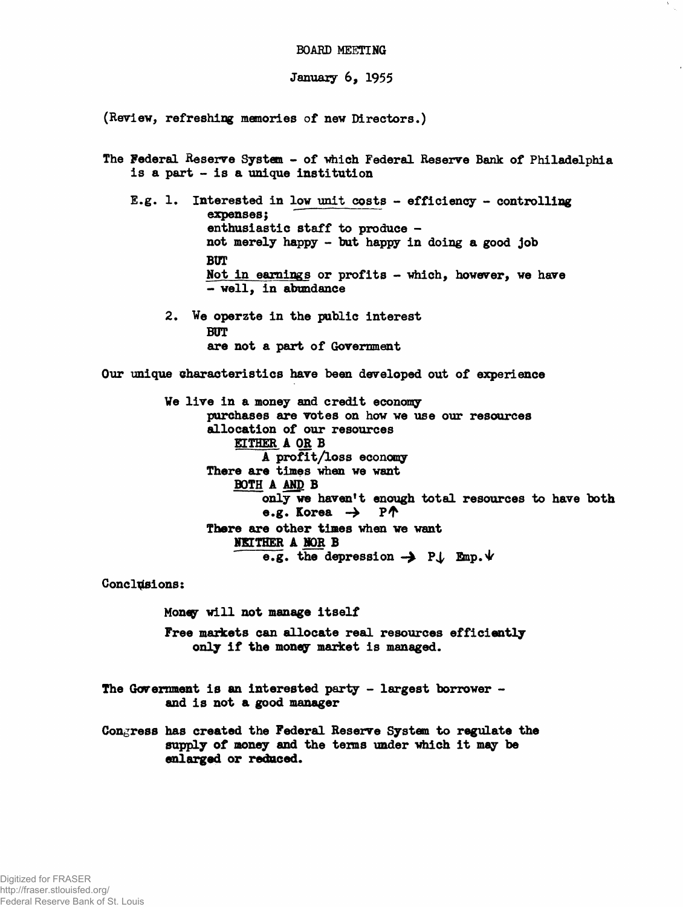# BOARD MEETING

January 6, 1955

(Review, refreshing memories of new Directors.)

The Federal Reserve System - of which Federal Reserve Bank of Philadelphia is a part - is a unique institution

E.g. 1. Interested in low unit costs - efficiency - controlling expenses;
enthusiastic staff to produce -
not merely happy - but happy in doing a good job
BUT
Not in earnings or profits - which, however, we have - well, in abundance

2. We operzte in the public interest
BUT
are not a part of Government

Our unique characteristics have been developed out of experience

We live in a money and credit economy
purchases are votes on how we use our resources
allocation of our resources
EITHER A OR B
A profit/loss economy
There are times when we want
BOTH A AND B
only we haven't enough total resources to have both
e.g. Korea → P↑
There are other times when we want
NEITHER A NOR B
e.g. the depression → P↓ Emp.↓

Conclusions:

Money will not manage itself

Free markets can allocate real resources efficiently only if the money market is managed.

The Government is an interested party - largest borrower - and is not a good manager

Congress has created the Federal Reserve System to regulate the supply of money and the terms under which it may be enlarged or reduced.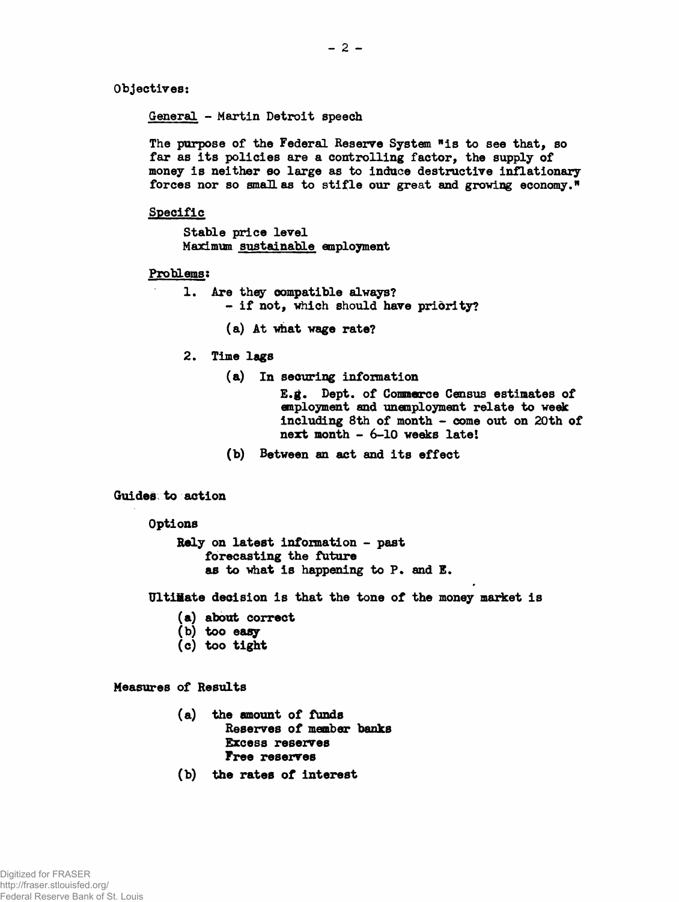Objectives:

<u>General</u> - Martin Detroit speech

The purpose of the Federal Reserve System "is to see that, so far as its policies are a controlling factor, the supply of money is neither so large as to induce destructive inflationary forces nor so small as to stifle our great and growing economy."

<u>Specific</u>

Stable price level
Maximum <u>sustainable</u> employment

<u>Problems</u>:

1. Are they compatible always?
   - if not, which should have priority?

   (a) At what wage rate?

2. Time lags

   (a) In securing information

   E.g. Dept. of Commerce Census estimates of employment and unemployment relate to week including 8th of month - come out on 20th of next month - 6-10 weeks late!

   (b) Between an act and its effect

Guides to action

Options

Rely on latest information - past
forecasting the future
as to what is happening to P. and E.

Ultimate decision is that the tone of the money market is

(a) about correct
(b) too easy
(c) too tight

Measures of Results

(a) the amount of funds
    Reserves of member banks
    Excess reserves
    Free reserves

(b) the rates of interest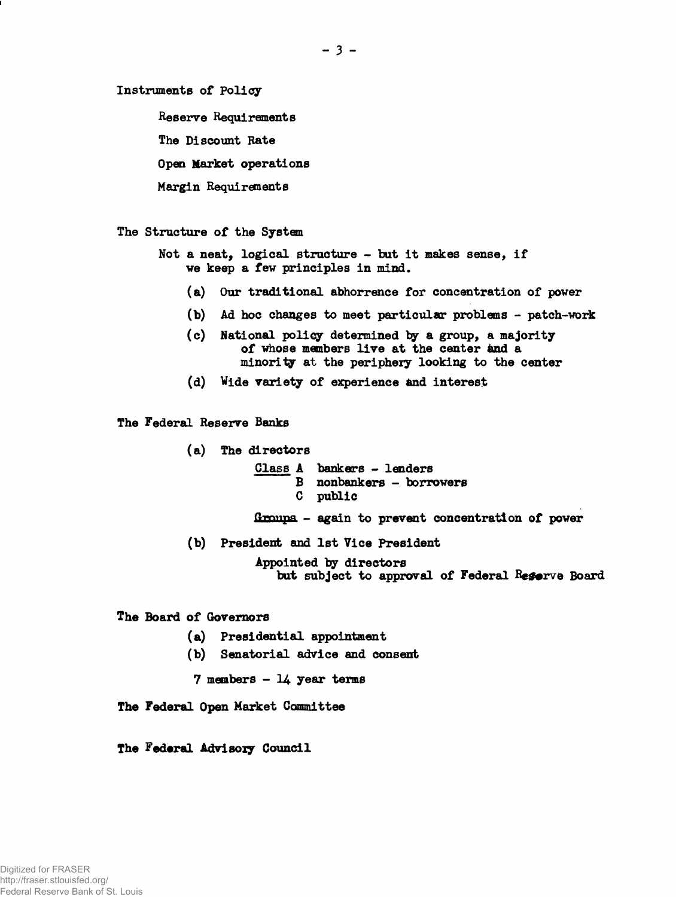## Instruments of Policy

- Reserve Requirements
- The Discount Rate
- Open Market operations
- Margin Requirements

## The Structure of the System

Not a neat, logical structure - but it makes sense, if we keep a few principles in mind.

(a) Our traditional abhorrence for concentration of power

(b) Ad hoc changes to meet particular problems - patch-work

(c) National policy determined by a group, a majority of whose members live at the center and a minority at the periphery looking to the center

(d) Wide variety of experience and interest

## The Federal Reserve Banks

(a) The directors

<u>Class</u> A bankers - lenders
B nonbankers - borrowers
C public

<u>Groups</u> - again to prevent concentration of power

(b) President and 1st Vice President

Appointed by directors
but subject to approval of Federal Reserve Board

## The Board of Governors

(a) Presidential appointment

(b) Senatorial advice and consent

7 members - 14 year terms

## The Federal Open Market Committee

## The Federal Advisory Council